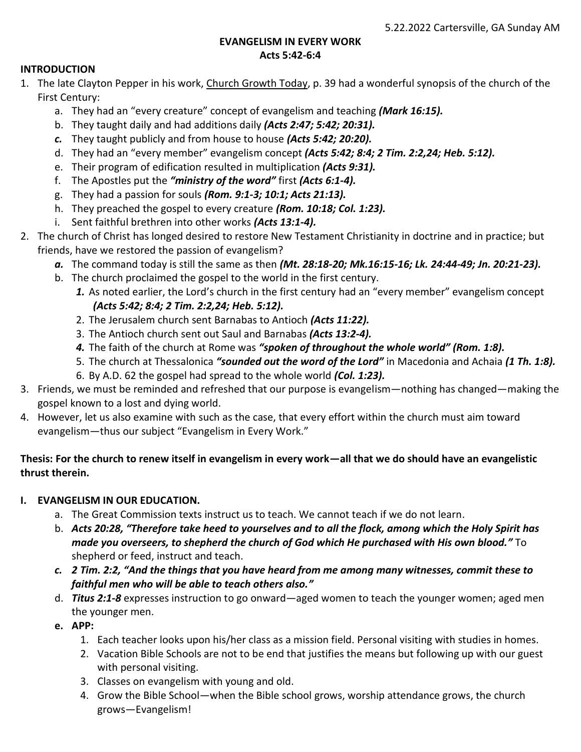5.22.2022 Cartersville, GA Sunday AM

# EVANGELISM IN EVERY WORK
## Acts 5:42-6:4

## INTRODUCTION

1. The late Clayton Pepper in his work, Church Growth Today, p. 39 had a wonderful synopsis of the church of the First Century:
   a. They had an "every creature" concept of evangelism and teaching ***(Mark 16:15).***
   b. They taught daily and had additions daily ***(Acts 2:47; 5:42; 20:31).***
   c. They taught publicly and from house to house ***(Acts 5:42; 20:20).***
   d. They had an "every member" evangelism concept ***(Acts 5:42; 8:4; 2 Tim. 2:2,24; Heb. 5:12).***
   e. Their program of edification resulted in multiplication ***(Acts 9:31).***
   f. The Apostles put the ***"ministry of the word"*** first ***(Acts 6:1-4).***
   g. They had a passion for souls ***(Rom. 9:1-3; 10:1; Acts 21:13).***
   h. They preached the gospel to every creature ***(Rom. 10:18; Col. 1:23).***
   i. Sent faithful brethren into other works ***(Acts 13:1-4).***
2. The church of Christ has longed desired to restore New Testament Christianity in doctrine and in practice; but friends, have we restored the passion of evangelism?
   a. The command today is still the same as then ***(Mt. 28:18-20; Mk.16:15-16; Lk. 24:44-49; Jn. 20:21-23).***
   b. The church proclaimed the gospel to the world in the first century.
      1. As noted earlier, the Lord's church in the first century had an "every member" evangelism concept ***(Acts 5:42; 8:4; 2 Tim. 2:2,24; Heb. 5:12).***
      2. The Jerusalem church sent Barnabas to Antioch ***(Acts 11:22).***
      3. The Antioch church sent out Saul and Barnabas ***(Acts 13:2-4).***
      4. The faith of the church at Rome was ***"spoken of throughout the whole world" (Rom. 1:8).***
      5. The church at Thessalonica ***"sounded out the word of the Lord"*** in Macedonia and Achaia ***(1 Th. 1:8).***
      6. By A.D. 62 the gospel had spread to the whole world ***(Col. 1:23).***
3. Friends, we must be reminded and refreshed that our purpose is evangelism—nothing has changed—making the gospel known to a lost and dying world.
4. However, let us also examine with such as the case, that every effort within the church must aim toward evangelism—thus our subject "Evangelism in Every Work."

**Thesis: For the church to renew itself in evangelism in every work—all that we do should have an evangelistic thrust therein.**

## I. EVANGELISM IN OUR EDUCATION.

a. The Great Commission texts instruct us to teach. We cannot teach if we do not learn.
b. ***Acts 20:28, "Therefore take heed to yourselves and to all the flock, among which the Holy Spirit has made you overseers, to shepherd the church of God which He purchased with His own blood."*** To shepherd or feed, instruct and teach.
c. ***2 Tim. 2:2, "And the things that you have heard from me among many witnesses, commit these to faithful men who will be able to teach others also."***
d. ***Titus 2:1-8*** expresses instruction to go onward—aged women to teach the younger women; aged men the younger men.
e. **APP:**
   1. Each teacher looks upon his/her class as a mission field. Personal visiting with studies in homes.
   2. Vacation Bible Schools are not to be end that justifies the means but following up with our guest with personal visiting.
   3. Classes on evangelism with young and old.
   4. Grow the Bible School—when the Bible school grows, worship attendance grows, the church grows—Evangelism!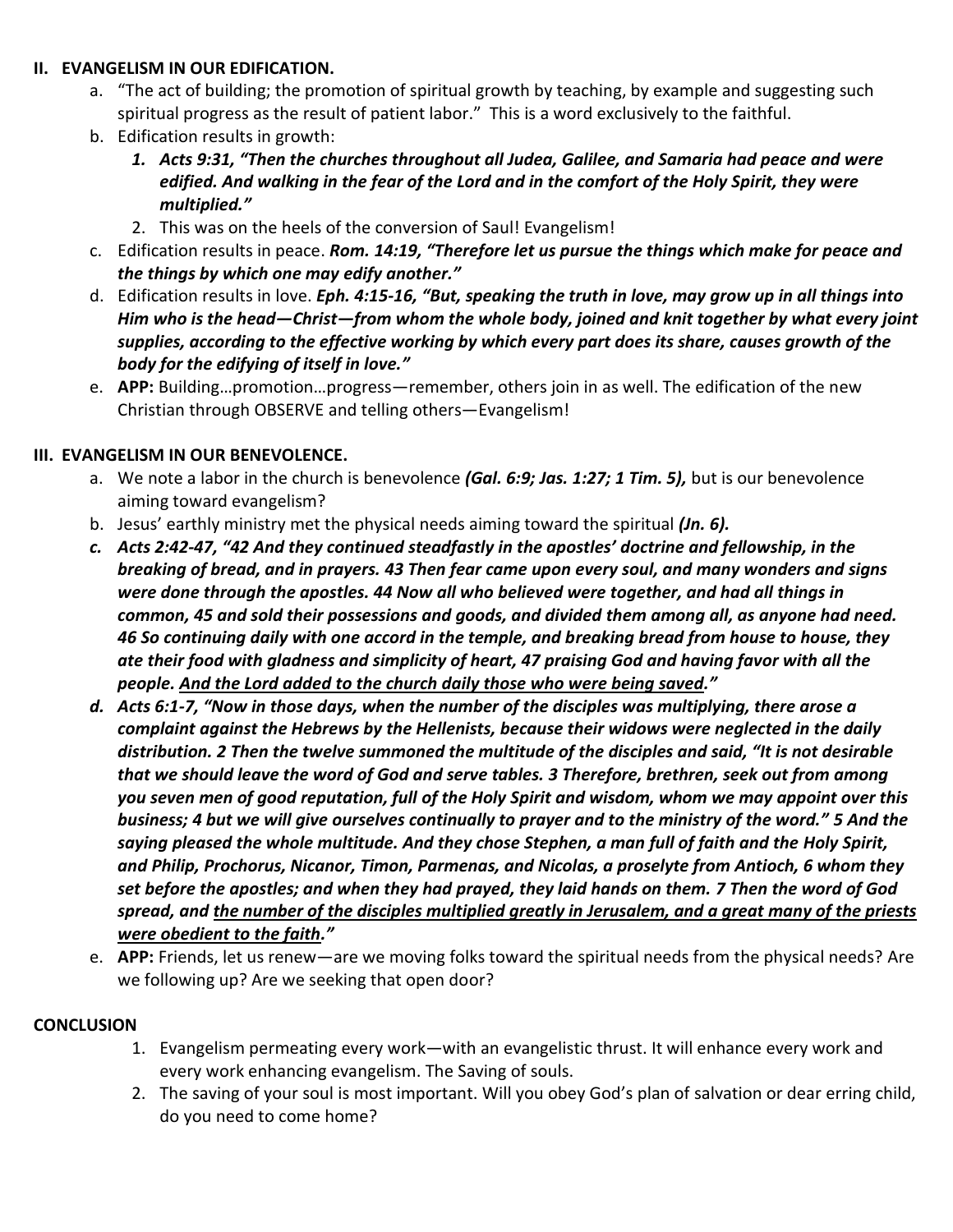## II. EVANGELISM IN OUR EDIFICATION.

a. "The act of building; the promotion of spiritual growth by teaching, by example and suggesting such spiritual progress as the result of patient labor." This is a word exclusively to the faithful.

b. Edification results in growth:

   1. ***Acts 9:31, "Then the churches throughout all Judea, Galilee, and Samaria had peace and were edified. And walking in the fear of the Lord and in the comfort of the Holy Spirit, they were multiplied."***
   2. This was on the heels of the conversion of Saul! Evangelism!

c. Edification results in peace. ***Rom. 14:19, "Therefore let us pursue the things which make for peace and the things by which one may edify another."***

d. Edification results in love. ***Eph. 4:15-16, "But, speaking the truth in love, may grow up in all things into Him who is the head—Christ—from whom the whole body, joined and knit together by what every joint supplies, according to the effective working by which every part does its share, causes growth of the body for the edifying of itself in love."***

e. **APP:** Building…promotion…progress—remember, others join in as well. The edification of the new Christian through OBSERVE and telling others—Evangelism!

## III. EVANGELISM IN OUR BENEVOLENCE.

a. We note a labor in the church is benevolence ***(Gal. 6:9; Jas. 1:27; 1 Tim. 5),*** but is our benevolence aiming toward evangelism?

b. Jesus' earthly ministry met the physical needs aiming toward the spiritual ***(Jn. 6).***

***c. Acts 2:42-47, "42 And they continued steadfastly in the apostles' doctrine and fellowship, in the breaking of bread, and in prayers. 43 Then fear came upon every soul, and many wonders and signs were done through the apostles. 44 Now all who believed were together, and had all things in common, 45 and sold their possessions and goods, and divided them among all, as anyone had need. 46 So continuing daily with one accord in the temple, and breaking bread from house to house, they ate their food with gladness and simplicity of heart, 47 praising God and having favor with all the people. <u>And the Lord added to the church daily those who were being saved</u>."***

***d. Acts 6:1-7, "Now in those days, when the number of the disciples was multiplying, there arose a complaint against the Hebrews by the Hellenists, because their widows were neglected in the daily distribution. 2 Then the twelve summoned the multitude of the disciples and said, "It is not desirable that we should leave the word of God and serve tables. 3 Therefore, brethren, seek out from among you seven men of good reputation, full of the Holy Spirit and wisdom, whom we may appoint over this business; 4 but we will give ourselves continually to prayer and to the ministry of the word." 5 And the saying pleased the whole multitude. And they chose Stephen, a man full of faith and the Holy Spirit, and Philip, Prochorus, Nicanor, Timon, Parmenas, and Nicolas, a proselyte from Antioch, 6 whom they set before the apostles; and when they had prayed, they laid hands on them. 7 Then the word of God spread, and <u>the number of the disciples multiplied greatly in Jerusalem, and a great many of the priests were obedient to the faith</u>."***

e. **APP:** Friends, let us renew—are we moving folks toward the spiritual needs from the physical needs? Are we following up? Are we seeking that open door?

## CONCLUSION

1. Evangelism permeating every work—with an evangelistic thrust. It will enhance every work and every work enhancing evangelism. The Saving of souls.
2. The saving of your soul is most important. Will you obey God's plan of salvation or dear erring child, do you need to come home?